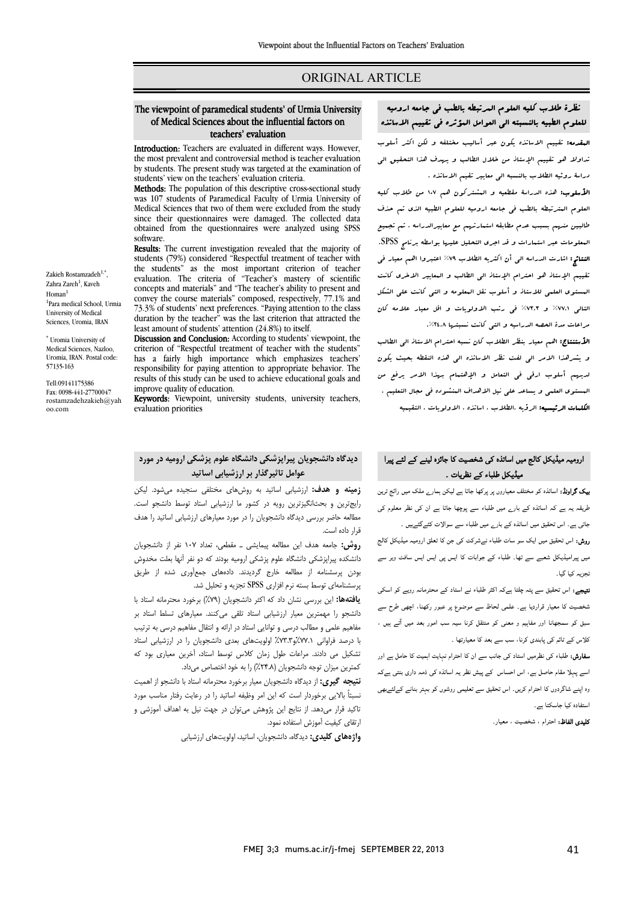ORIGINAL ARTICLE

# The viewpoint of paramedical students' of Urmia University of Medical Sciences about the influential factors on teachers' evaluation

Zakieh Rostamzadeh[1,*], Zahra Zareh[1], Kaveh Homan[1]

[1]Para medical School, Urmia University of Medical Sciences, Uromia, IRAN

[*] Uromia University of Medical Sciences, Nazloo, Uromia, IRAN. Postal code: 57135-163

Tell:09141175386
Fax: 0098-441-27700047
rostamzadehzakieh@yahoo.com

**Introduction:** Teachers are evaluated in different ways. However, the most prevalent and controversial method is teacher evaluation by students. The present study was targeted at the examination of students' view on the teachers' evaluation criteria.

**Methods:** The population of this descriptive cross-sectional study was 107 students of Paramedical Faculty of Urmia University of Medical Sciences that two of them were excluded from the study since their questionnaires were damaged. The collected data obtained from the questionnaires were analyzed using SPSS software.

**Results:** The current investigation revealed that the majority of students (79%) considered "Respectful treatment of teacher with the students" as the most important criterion of teacher evaluation. The criteria of "Teacher's mastery of scientific concepts and materials" and "The teacher's ability to present and convey the course materials" composed, respectively, 77.1% and 73.3% of students' next preferences. "Paying attention to the class duration by the teacher" was the last criterion that attracted the least amount of students' attention (24.8%) to itself.

**Discussion and Conclusion:** According to students' viewpoint, the criterion of "Respectful treatment of teacher with the students" has a fairly high importance which emphasizes teachers' responsibility for paying attention to appropriate behavior. The results of this study can be used to achieve educational goals and improve quality of education.

**Keywords:** Viewpoint, university students, university teachers, evaluation priorities

# نظرة طلاب كليه العلوم المرتبطه بالطب في جامعه ارومیه للعلوم الطبيه بالنسبته الى العوامل المؤثره في تقییم الاساتذه

**المقدمه:** تقييم الاساتذه يكون عبر أساليب مختلفه و لكن اكثر أسلوب تداولا هو تقييم الإستاذ من خلال الطالب و يهدف هذا التحقيق الى دراسة رؤيه الطلاب بالنسبه الى معايير تقييم الاساتذه .

**الأسلوب:** هذه الدراسة مقطعيه و المشتركون هم ۱۰۷ من طلاب كليه العلوم المترتبطه بالطب في جامعه ارومیه للعلوم الطبيه الذى تم حذف طالبين منهم بسبب عدم مطابقه استمارتهم مع معاييرالدراسه . تم تجميع المعلومات عبر استمارات و قد اجرى التحليل عليها بواسطه برنامج SPSS.

**النتائج:** اشارت الدراسه الى أن اكثريه الطلاب ۷۹٪ اعتبروا اهم معيار في تقييم الإستاذ هو احترام الإستاذ الى الطالب و المعايير الاخرى كانت المستوى العلمى للاستاذ و أسلوب نقل المعلومه و التى كانت على الشكل التالى ۷۷.۱٪ و ۷۳.۳٪ في رتب الاولويات و اقل معيار علامه كان مراعات مدة الحصه الدراسيه و التى كانت نسبتها ۲٤.۸٪.

**الأستنتاج:** اهم معيار بنظر الطلاب كان نسبه احترام الاستاذ الى الطالب و يشرهذا الامر الى لفت نظر الاساتذه الى هذه النقطه بحيث يكون لديهم أسلوب ارقى في التعامل و الإهتمام بهذا الامر يرفع من المستوى العلمى و يساعد على نيل الاهداف المنشوده في مجال التعليم .

**الكلمات الرئيسيه:** الرؤيه ،الطلاب ، اساتذه ، الاولويات ، التقييمه

# دیدگاه دانشجویان پیراپزشکی دانشگاه علوم پزشکی ارومیه در مورد عوامل تاثیرگذار بر ارزشیابی اساتید

**زمینه و هدف:** ارزشیابی اساتید به روش‌های مختلفی سنجیده می‌شود. لیکن رایج‌ترین و بحث‌انگیزترین رویه در کشور ما ارزشیابی استاد توسط دانشجو است. مطالعه حاضر بررسی دیدگاه دانشجویان را در مورد معیارهای ارزشیابی اساتید را هدف قرار داده است.

**روش:** جامعه هدف این مطالعه پیمایشی ـ مقطعی، تعداد ۱۰۷ نفر از دانشجویان دانشکده پیراپزشکی دانشگاه علوم پزشکی ارومیه بودند که دو نفر آنها بعلت مخدوش بودن پرسشنامه از مطالعه خارج گردیدند. داده‌های جمع‌آوری شده از طریق پرسشنامه‌ای توسط بسته نرم افزاری SPSS تجزیه و تحلیل شد.

**یافته‌ها:** این بررسی نشان داد که اکثر دانشجویان (۷۹٪) برخورد محترمانه استاد با دانشجو را مهمترین معیار ارزشیابی استاد تلقی می‌کنند. معیارهای تسلط استاد بر مفاهیم علمی و مطالب درسی و توانایی استاد در ارائه و انتقال مفاهیم درسی به ترتیب با درصد فراوانی ۷۷.۱٪و۷۳.۳٪ اولویت‌های بعدی دانشجویان را در ارزشیابی استاد تشکیل می دادند. مراعات طول زمان کلاس توسط استاد، آخرین معیاری بود که کمترین میزان توجه دانشجویان (۲۴.۸٪) را به خود اختصاص می‌داد.

**نتیجه گیری:** از دیدگاه دانشجویان معیار برخورد محترمانه استاد با دانشجو از اهمیت نسبتاً بالایی برخوردار است که این امر وظیفه اساتید را در رعایت رفتار مناسب مورد تاکید قرار می‌دهد. از نتایج این پژوهش می‌توان در جهت نیل به اهداف آموزشی و ارتقای کیفیت آموزش استفاده نمود.

**واژه‌های کلیدی:** دیدگاه، دانشجویان، اساتید، اولویت‌های ارزشیابی

# ارومیہ میڈیکل کالج میں اساتذہ کی شخصیت کا جائزہ لینے کے لئے پیرا میڈیکل طلباء کے نظریات ۔

**بیک گراونڈ:** اساتذہ کو مختلف معیاروں پر پرکھا جاتا ہے لیکن ہمارے ملک میں رائج ترین طریقہ یہ ہے کہ اساتذہ کے بارے میں طلباء سے پوچھا جاتا ہے ان کی نظر معلوم کی جاتی ہے۔ اس تحقیق میں اساتذہ کے بارے میں طلباء سے سوالات کئے گئے ہیں ۔

**روش:** اس تحقیق میں ایک سو سات طلباء نےشرکت کی جن کا تعلق ارومیہ میڈیکل کالج میں پیرامیڈیکل شعبے سے تھا۔ طلباء کے جوابات کا ایس پی ایس ایس سافٹ ویر سے تجزیہ کیا گيا۔

**نتیجے:** اس تحقیق سے پتہ چلتا ہےکہ اکثر طلباء نے استاد کے محترمانہ رویے کو اسکی شخصیت کا معیار قراردیا ہے۔ علمی لحاظ سے موضوع پر عبور رکھنا، اچھی طرح سے سبق کو سمجھانا اور مفاہیم و معنی کو منتقل کرنا سیمہ سب امور بعد میں آتے ہیں ، کلاس کے ٹائم کی پابندی کرنا، سب سے بعد کا معیارتھا ۔

**سفارش:** طلباء کی نظرمیں استاد کی جانب سے ان کا احترام نہایت اہمیت کا حامل ہے اور اسے پہلا مقام حاصل ہے، اس احساس کے پیش نظر یہ اساتذہ کی ذمہ داری بنتی ہےکہ وہ اپنے شاگردوں کا احترام کریں۔ اس تحقیق سے تعلیمی روشوں کو بہتر بنانے کےلئےبھی استفادہ کیا جاسکتا ہے۔

**کلیدی الفاظ:** احترام ، شخصیت ، معیار۔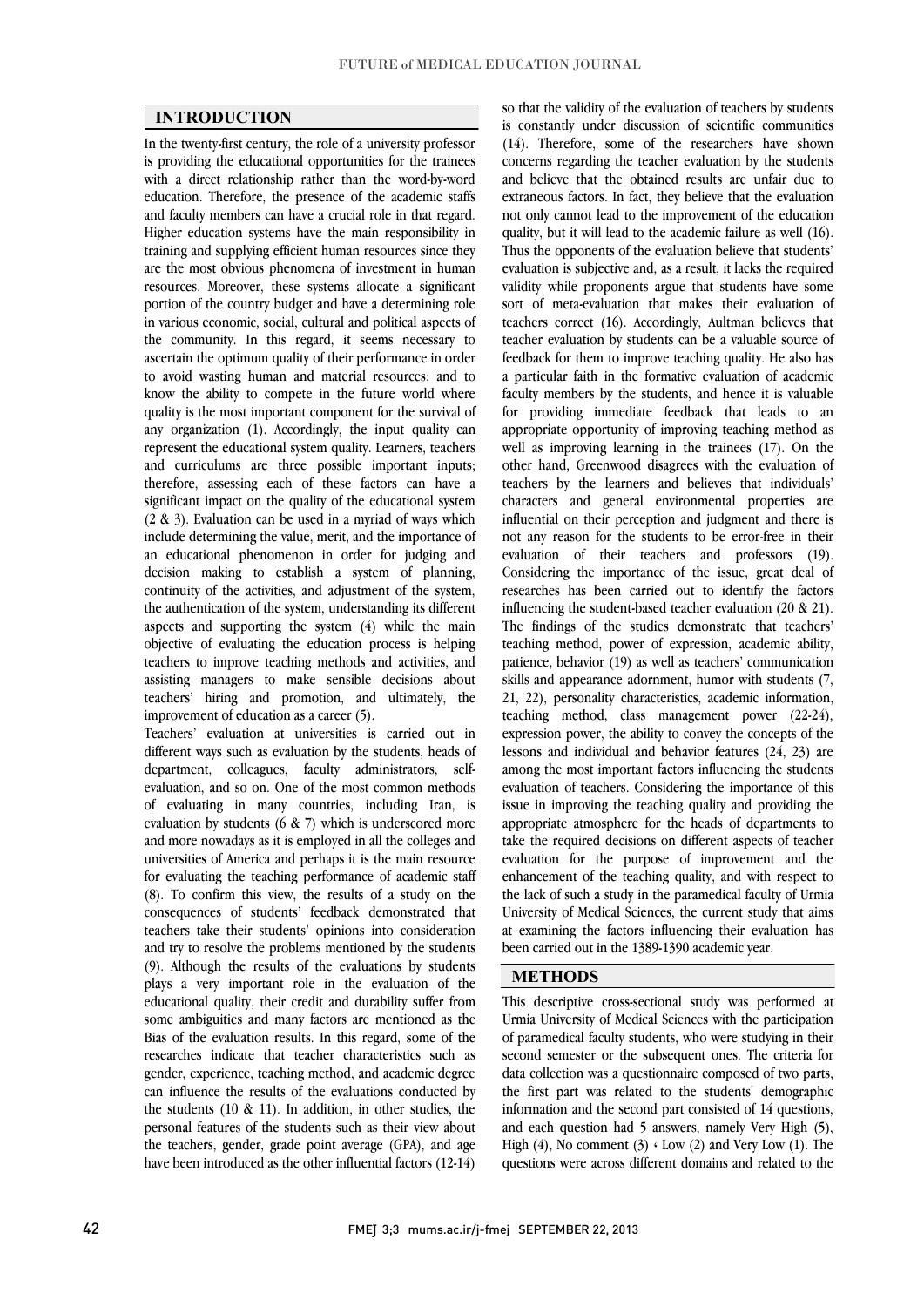## INTRODUCTION

In the twenty-first century, the role of a university professor is providing the educational opportunities for the trainees with a direct relationship rather than the word-by-word education. Therefore, the presence of the academic staffs and faculty members can have a crucial role in that regard. Higher education systems have the main responsibility in training and supplying efficient human resources since they are the most obvious phenomena of investment in human resources. Moreover, these systems allocate a significant portion of the country budget and have a determining role in various economic, social, cultural and political aspects of the community. In this regard, it seems necessary to ascertain the optimum quality of their performance in order to avoid wasting human and material resources; and to know the ability to compete in the future world where quality is the most important component for the survival of any organization (1). Accordingly, the input quality can represent the educational system quality. Learners, teachers and curriculums are three possible important inputs; therefore, assessing each of these factors can have a significant impact on the quality of the educational system (2 & 3). Evaluation can be used in a myriad of ways which include determining the value, merit, and the importance of an educational phenomenon in order for judging and decision making to establish a system of planning, continuity of the activities, and adjustment of the system, the authentication of the system, understanding its different aspects and supporting the system (4) while the main objective of evaluating the education process is helping teachers to improve teaching methods and activities, and assisting managers to make sensible decisions about teachers' hiring and promotion, and ultimately, the improvement of education as a career (5).

Teachers' evaluation at universities is carried out in different ways such as evaluation by the students, heads of department, colleagues, faculty administrators, self-evaluation, and so on. One of the most common methods of evaluating in many countries, including Iran, is evaluation by students (6 & 7) which is underscored more and more nowadays as it is employed in all the colleges and universities of America and perhaps it is the main resource for evaluating the teaching performance of academic staff (8). To confirm this view, the results of a study on the consequences of students' feedback demonstrated that teachers take their students' opinions into consideration and try to resolve the problems mentioned by the students (9). Although the results of the evaluations by students plays a very important role in the evaluation of the educational quality, their credit and durability suffer from some ambiguities and many factors are mentioned as the Bias of the evaluation results. In this regard, some of the researches indicate that teacher characteristics such as gender, experience, teaching method, and academic degree can influence the results of the evaluations conducted by the students (10 & 11). In addition, in other studies, the personal features of the students such as their view about the teachers, gender, grade point average (GPA), and age have been introduced as the other influential factors (12-14) so that the validity of the evaluation of teachers by students is constantly under discussion of scientific communities (14). Therefore, some of the researchers have shown concerns regarding the teacher evaluation by the students and believe that the obtained results are unfair due to extraneous factors. In fact, they believe that the evaluation not only cannot lead to the improvement of the education quality, but it will lead to the academic failure as well (16). Thus the opponents of the evaluation believe that students' evaluation is subjective and, as a result, it lacks the required validity while proponents argue that students have some sort of meta-evaluation that makes their evaluation of teachers correct (16). Accordingly, Aultman believes that teacher evaluation by students can be a valuable source of feedback for them to improve teaching quality. He also has a particular faith in the formative evaluation of academic faculty members by the students, and hence it is valuable for providing immediate feedback that leads to an appropriate opportunity of improving teaching method as well as improving learning in the trainees (17). On the other hand, Greenwood disagrees with the evaluation of teachers by the learners and believes that individuals' characters and general environmental properties are influential on their perception and judgment and there is not any reason for the students to be error-free in their evaluation of their teachers and professors (19). Considering the importance of the issue, great deal of researches has been carried out to identify the factors influencing the student-based teacher evaluation (20 & 21). The findings of the studies demonstrate that teachers' teaching method, power of expression, academic ability, patience, behavior (19) as well as teachers' communication skills and appearance adornment, humor with students (7, 21, 22), personality characteristics, academic information, teaching method, class management power (22-24), expression power, the ability to convey the concepts of the lessons and individual and behavior features (24, 23) are among the most important factors influencing the students evaluation of teachers. Considering the importance of this issue in improving the teaching quality and providing the appropriate atmosphere for the heads of departments to take the required decisions on different aspects of teacher evaluation for the purpose of improvement and the enhancement of the teaching quality, and with respect to the lack of such a study in the paramedical faculty of Urmia University of Medical Sciences, the current study that aims at examining the factors influencing their evaluation has been carried out in the 1389-1390 academic year.

## METHODS

This descriptive cross-sectional study was performed at Urmia University of Medical Sciences with the participation of paramedical faculty students, who were studying in their second semester or the subsequent ones. The criteria for data collection was a questionnaire composed of two parts, the first part was related to the students' demographic information and the second part consisted of 14 questions, and each question had 5 answers, namely Very High (5), High (4), No comment (3) ، Low (2) and Very Low (1). The questions were across different domains and related to the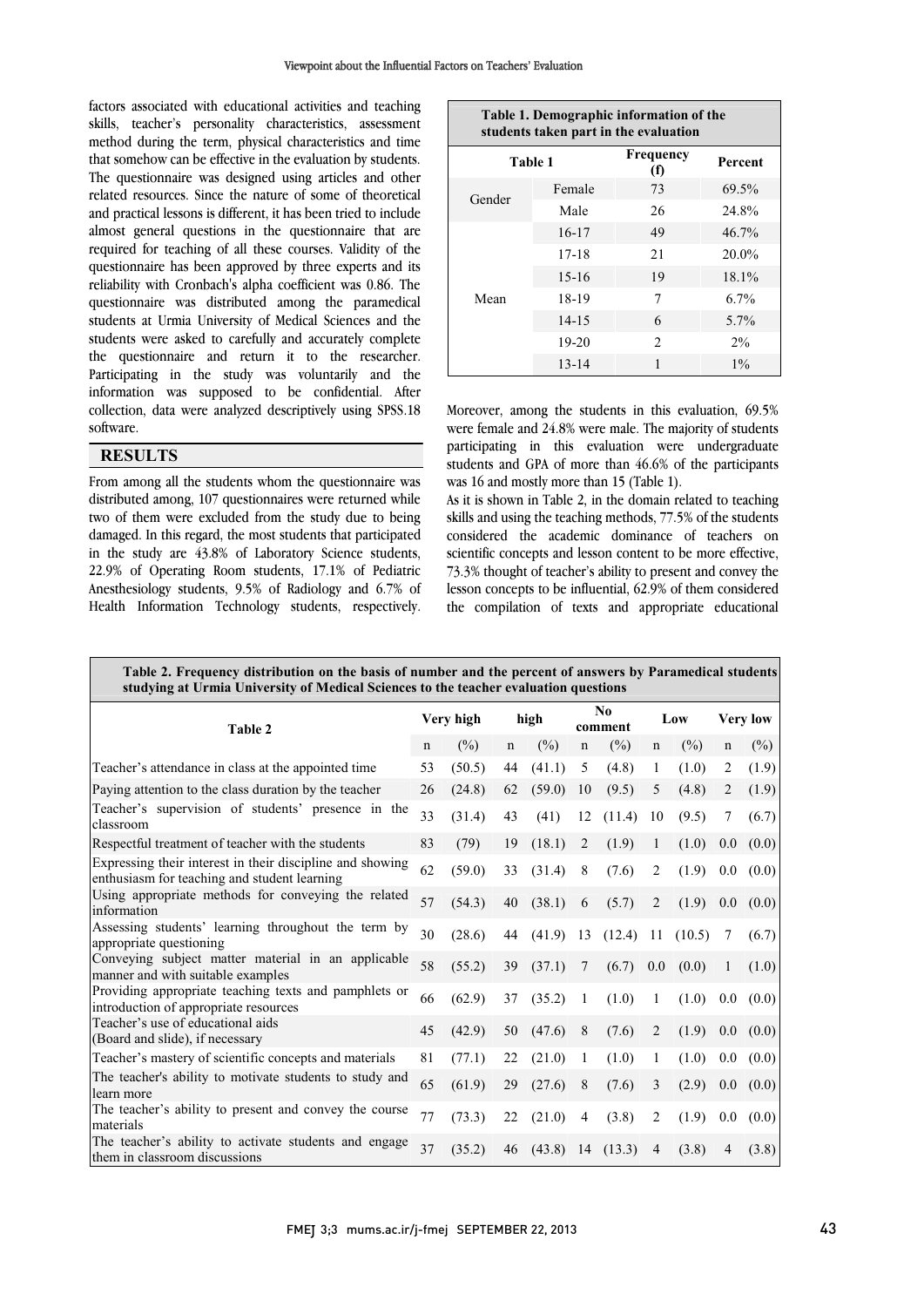factors associated with educational activities and teaching skills, teacher's personality characteristics, assessment method during the term, physical characteristics and time that somehow can be effective in the evaluation by students. The questionnaire was designed using articles and other related resources. Since the nature of some of theoretical and practical lessons is different, it has been tried to include almost general questions in the questionnaire that are required for teaching of all these courses. Validity of the questionnaire has been approved by three experts and its reliability with Cronbach's alpha coefficient was 0.86. The questionnaire was distributed among the paramedical students at Urmia University of Medical Sciences and the students were asked to carefully and accurately complete the questionnaire and return it to the researcher. Participating in the study was voluntarily and the information was supposed to be confidential. After collection, data were analyzed descriptively using SPSS.18 software.

## RESULTS

From among all the students whom the questionnaire was distributed among, 107 questionnaires were returned while two of them were excluded from the study due to being damaged. In this regard, the most students that participated in the study are 43.8% of Laboratory Science students, 22.9% of Operating Room students, 17.1% of Pediatric Anesthesiology students, 9.5% of Radiology and 6.7% of Health Information Technology students, respectively.

**Table 1. Demographic information of the students taken part in the evaluation**

| Table 1 | | Frequency (f) | Percent |
|---|---|---|---|
| Gender | Female | 73 | 69.5% |
| | Male | 26 | 24.8% |
| Mean | 16-17 | 49 | 46.7% |
| | 17-18 | 21 | 20.0% |
| | 15-16 | 19 | 18.1% |
| | 18-19 | 7 | 6.7% |
| | 14-15 | 6 | 5.7% |
| | 19-20 | 2 | 2% |
| | 13-14 | 1 | 1% |

Moreover, among the students in this evaluation, 69.5% were female and 24.8% were male. The majority of students participating in this evaluation were undergraduate students and GPA of more than 46.6% of the participants was 16 and mostly more than 15 (Table 1).

As it is shown in Table 2, in the domain related to teaching skills and using the teaching methods, 77.5% of the students considered the academic dominance of teachers on scientific concepts and lesson content to be more effective, 73.3% thought of teacher's ability to present and convey the lesson concepts to be influential, 62.9% of them considered the compilation of texts and appropriate educational

**Table 2. Frequency distribution on the basis of number and the percent of answers by Paramedical students studying at Urmia University of Medical Sciences to the teacher evaluation questions**

| Table 2 | Very high | | high | | No comment | | Low | | Very low | |
|---|---|---|---|---|---|---|---|---|---|---|
| | n | (%) | n | (%) | n | (%) | n | (%) | n | (%) |
| Teacher's attendance in class at the appointed time | 53 | (50.5) | 44 | (41.1) | 5 | (4.8) | 1 | (1.0) | 2 | (1.9) |
| Paying attention to the class duration by the teacher | 26 | (24.8) | 62 | (59.0) | 10 | (9.5) | 5 | (4.8) | 2 | (1.9) |
| Teacher's supervision of students' presence in the classroom | 33 | (31.4) | 43 | (41) | 12 | (11.4) | 10 | (9.5) | 7 | (6.7) |
| Respectful treatment of teacher with the students | 83 | (79) | 19 | (18.1) | 2 | (1.9) | 1 | (1.0) | 0.0 | (0.0) |
| Expressing their interest in their discipline and showing enthusiasm for teaching and student learning | 62 | (59.0) | 33 | (31.4) | 8 | (7.6) | 2 | (1.9) | 0.0 | (0.0) |
| Using appropriate methods for conveying the related information | 57 | (54.3) | 40 | (38.1) | 6 | (5.7) | 2 | (1.9) | 0.0 | (0.0) |
| Assessing students' learning throughout the term by appropriate questioning | 30 | (28.6) | 44 | (41.9) | 13 | (12.4) | 11 | (10.5) | 7 | (6.7) |
| Conveying subject matter material in an applicable manner and with suitable examples | 58 | (55.2) | 39 | (37.1) | 7 | (6.7) | 0.0 | (0.0) | 1 | (1.0) |
| Providing appropriate teaching texts and pamphlets or introduction of appropriate resources | 66 | (62.9) | 37 | (35.2) | 1 | (1.0) | 1 | (1.0) | 0.0 | (0.0) |
| Teacher's use of educational aids (Board and slide), if necessary | 45 | (42.9) | 50 | (47.6) | 8 | (7.6) | 2 | (1.9) | 0.0 | (0.0) |
| Teacher's mastery of scientific concepts and materials | 81 | (77.1) | 22 | (21.0) | 1 | (1.0) | 1 | (1.0) | 0.0 | (0.0) |
| The teacher's ability to motivate students to study and learn more | 65 | (61.9) | 29 | (27.6) | 8 | (7.6) | 3 | (2.9) | 0.0 | (0.0) |
| The teacher's ability to present and convey the course materials | 77 | (73.3) | 22 | (21.0) | 4 | (3.8) | 2 | (1.9) | 0.0 | (0.0) |
| The teacher's ability to activate students and engage them in classroom discussions | 37 | (35.2) | 46 | (43.8) | 14 | (13.3) | 4 | (3.8) | 4 | (3.8) |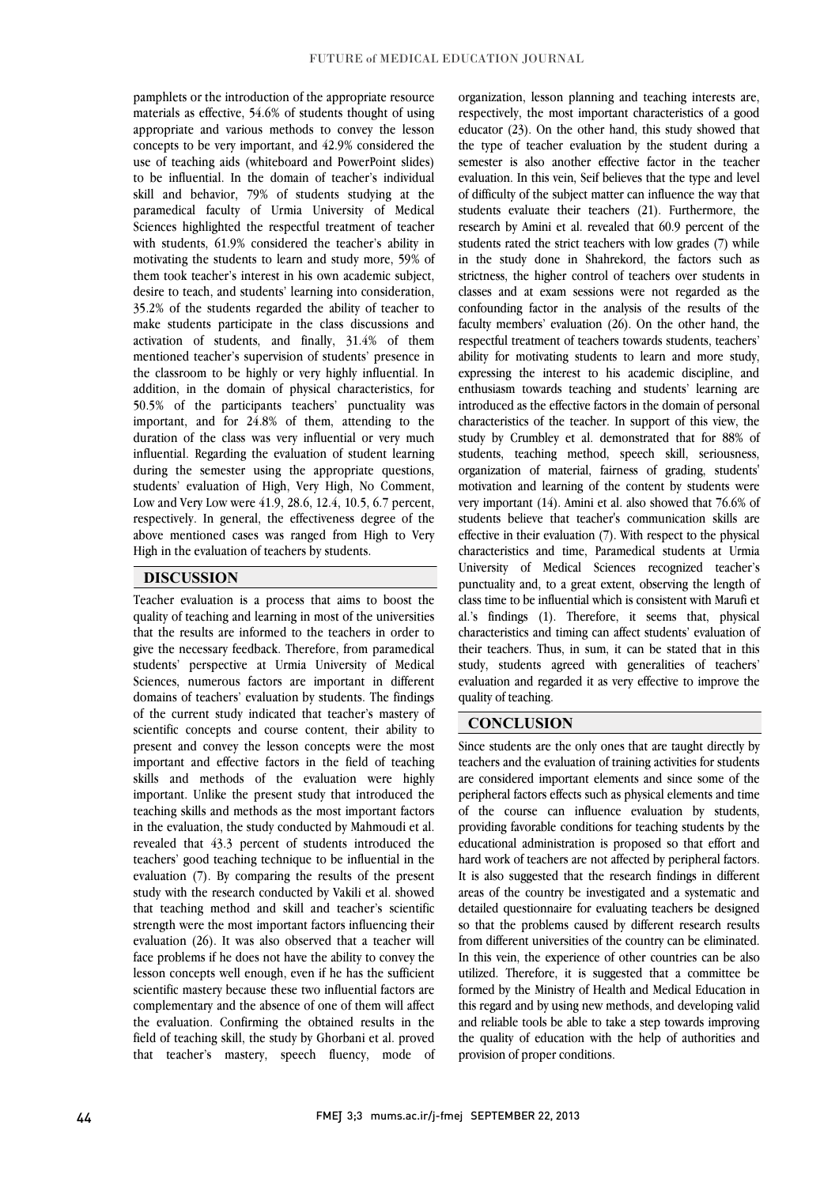pamphlets or the introduction of the appropriate resource materials as effective, 54.6% of students thought of using appropriate and various methods to convey the lesson concepts to be very important, and 42.9% considered the use of teaching aids (whiteboard and PowerPoint slides) to be influential. In the domain of teacher's individual skill and behavior, 79% of students studying at the paramedical faculty of Urmia University of Medical Sciences highlighted the respectful treatment of teacher with students, 61.9% considered the teacher's ability in motivating the students to learn and study more, 59% of them took teacher's interest in his own academic subject, desire to teach, and students' learning into consideration, 35.2% of the students regarded the ability of teacher to make students participate in the class discussions and activation of students, and finally, 31.4% of them mentioned teacher's supervision of students' presence in the classroom to be highly or very highly influential. In addition, in the domain of physical characteristics, for 50.5% of the participants teachers' punctuality was important, and for 24.8% of them, attending to the duration of the class was very influential or very much influential. Regarding the evaluation of student learning during the semester using the appropriate questions, students' evaluation of High, Very High, No Comment, Low and Very Low were 41.9, 28.6, 12.4, 10.5, 6.7 percent, respectively. In general, the effectiveness degree of the above mentioned cases was ranged from High to Very High in the evaluation of teachers by students.

## DISCUSSION

Teacher evaluation is a process that aims to boost the quality of teaching and learning in most of the universities that the results are informed to the teachers in order to give the necessary feedback. Therefore, from paramedical students' perspective at Urmia University of Medical Sciences, numerous factors are important in different domains of teachers' evaluation by students. The findings of the current study indicated that teacher's mastery of scientific concepts and course content, their ability to present and convey the lesson concepts were the most important and effective factors in the field of teaching skills and methods of the evaluation were highly important. Unlike the present study that introduced the teaching skills and methods as the most important factors in the evaluation, the study conducted by Mahmoudi et al. revealed that 43.3 percent of students introduced the teachers' good teaching technique to be influential in the evaluation (7). By comparing the results of the present study with the research conducted by Vakili et al. showed that teaching method and skill and teacher's scientific strength were the most important factors influencing their evaluation (26). It was also observed that a teacher will face problems if he does not have the ability to convey the lesson concepts well enough, even if he has the sufficient scientific mastery because these two influential factors are complementary and the absence of one of them will affect the evaluation. Confirming the obtained results in the field of teaching skill, the study by Ghorbani et al. proved that teacher's mastery, speech fluency, mode of organization, lesson planning and teaching interests are, respectively, the most important characteristics of a good educator (23). On the other hand, this study showed that the type of teacher evaluation by the student during a semester is also another effective factor in the teacher evaluation. In this vein, Seif believes that the type and level of difficulty of the subject matter can influence the way that students evaluate their teachers (21). Furthermore, the research by Amini et al. revealed that 60.9 percent of the students rated the strict teachers with low grades (7) while in the study done in Shahrekord, the factors such as strictness, the higher control of teachers over students in classes and at exam sessions were not regarded as the confounding factor in the analysis of the results of the faculty members' evaluation (26). On the other hand, the respectful treatment of teachers towards students, teachers' ability for motivating students to learn and more study, expressing the interest to his academic discipline, and enthusiasm towards teaching and students' learning are introduced as the effective factors in the domain of personal characteristics of the teacher. In support of this view, the study by Crumbley et al. demonstrated that for 88% of students, teaching method, speech skill, seriousness, organization of material, fairness of grading, students' motivation and learning of the content by students were very important (14). Amini et al. also showed that 76.6% of students believe that teacher's communication skills are effective in their evaluation (7). With respect to the physical characteristics and time, Paramedical students at Urmia University of Medical Sciences recognized teacher's punctuality and, to a great extent, observing the length of class time to be influential which is consistent with Marufi et al.'s findings (1). Therefore, it seems that, physical characteristics and timing can affect students' evaluation of their teachers. Thus, in sum, it can be stated that in this study, students agreed with generalities of teachers' evaluation and regarded it as very effective to improve the quality of teaching.

## CONCLUSION

Since students are the only ones that are taught directly by teachers and the evaluation of training activities for students are considered important elements and since some of the peripheral factors effects such as physical elements and time of the course can influence evaluation by students, providing favorable conditions for teaching students by the educational administration is proposed so that effort and hard work of teachers are not affected by peripheral factors. It is also suggested that the research findings in different areas of the country be investigated and a systematic and detailed questionnaire for evaluating teachers be designed so that the problems caused by different research results from different universities of the country can be eliminated. In this vein, the experience of other countries can be also utilized. Therefore, it is suggested that a committee be formed by the Ministry of Health and Medical Education in this regard and by using new methods, and developing valid and reliable tools be able to take a step towards improving the quality of education with the help of authorities and provision of proper conditions.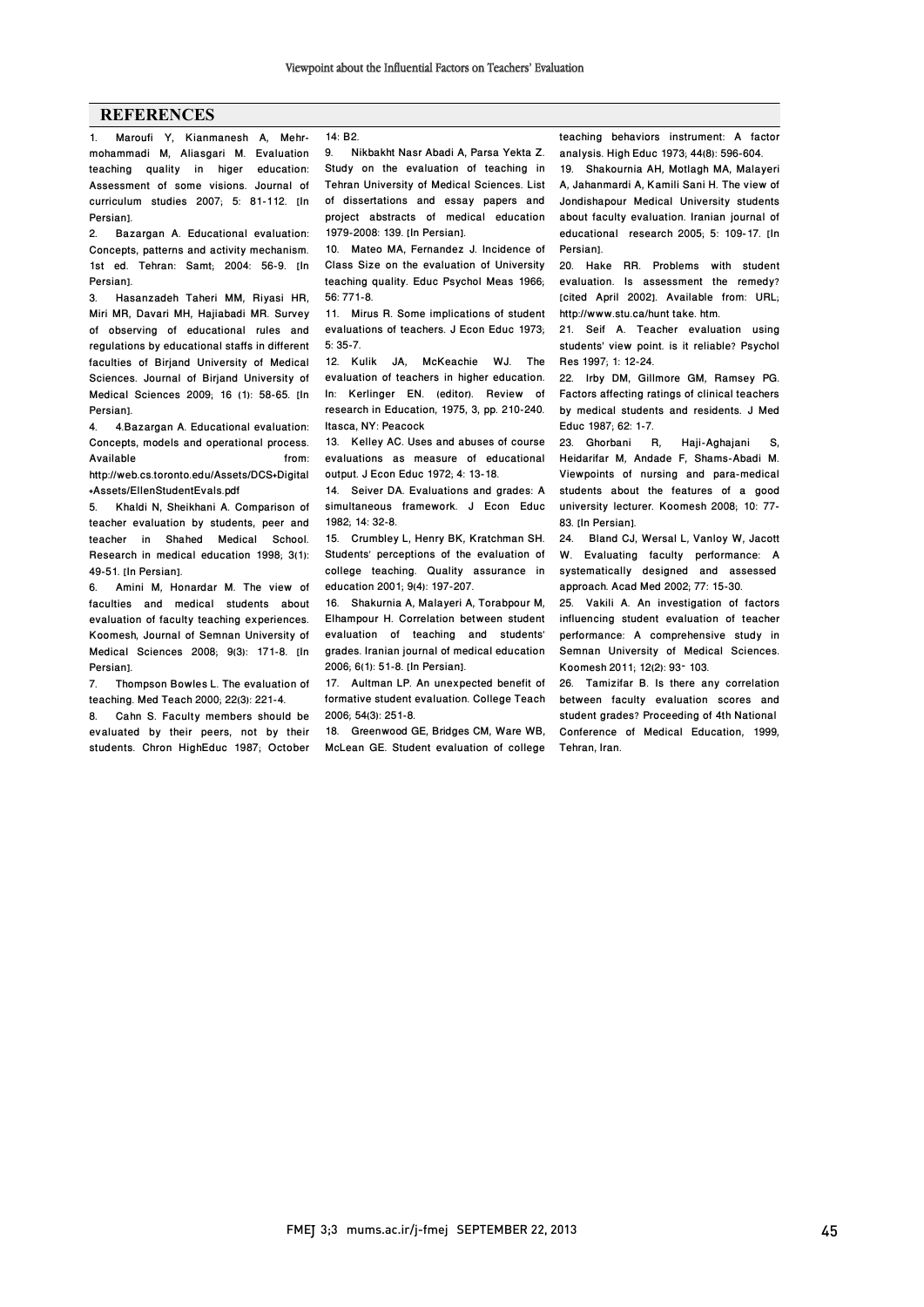## REFERENCES

1. Maroufi Y, Kianmanesh A, Mehr-mohammadi M, Aliasgari M. Evaluation teaching quality in higer education: Assessment of some visions. Journal of curriculum studies 2007; 5: 81-112. [In Persian].
2. Bazargan A. Educational evaluation: Concepts, patterns and activity mechanism. 1st ed. Tehran: Samt; 2004: 56-9. [In Persian].
3. Hasanzadeh Taheri MM, Riyasi HR, Miri MR, Davari MH, Hajiabadi MR. Survey of observing of educational rules and regulations by educational staffs in different faculties of Birjand University of Medical Sciences. Journal of Birjand University of Medical Sciences 2009; 16 (1): 58-65. [In Persian].
4. 4.Bazargan A. Educational evaluation: Concepts, models and operational process. Available from: http://web.cs.toronto.edu/Assets/DCS+Digital+Assets/EllenStudentEvals.pdf
5. Khaldi N, Sheikhani A. Comparison of teacher evaluation by students, peer and teacher in Shahed Medical School. Research in medical education 1998; 3(1): 49-51. [In Persian].
6. Amini M, Honardar M. The view of faculties and medical students about evaluation of faculty teaching experiences. Koomesh, Journal of Semnan University of Medical Sciences 2008; 9(3): 171-8. [In Persian].
7. Thompson Bowles L. The evaluation of teaching. Med Teach 2000; 22(3): 221-4.
8. Cahn S. Faculty members should be evaluated by their peers, not by their students. Chron HighEduc 1987; October 14: B2.
9. Nikbakht Nasr Abadi A, Parsa Yekta Z. Study on the evaluation of teaching in Tehran University of Medical Sciences. List of dissertations and essay papers and project abstracts of medical education 1979-2008: 139. [In Persian].
10. Mateo MA, Fernandez J. Incidence of Class Size on the evaluation of University teaching quality. Educ Psychol Meas 1966; 56: 771-8.
11. Mirus R. Some implications of student evaluations of teachers. J Econ Educ 1973; 5: 35-7.
12. Kulik JA, McKeachie WJ. The evaluation of teachers in higher education. In: Kerlinger EN. (editor). Review of research in Education, 1975, 3, pp. 210-240. Itasca, NY: Peacock
13. Kelley AC. Uses and abuses of course evaluations as measure of educational output. J Econ Educ 1972; 4: 13-18.
14. Seiver DA. Evaluations and grades: A simultaneous framework. J Econ Educ 1982; 14: 32-8.
15. Crumbley L, Henry BK, Kratchman SH. Students' perceptions of the evaluation of college teaching. Quality assurance in education 2001; 9(4): 197-207.
16. Shakurnia A, Malayeri A, Torabpour M, Elhampour H. Correlation between student evaluation of teaching and students' grades. Iranian journal of medical education 2006; 6(1): 51-8. [In Persian].
17. Aultman LP. An unexpected benefit of formative student evaluation. College Teach 2006; 54(3): 251-8.
18. Greenwood GE, Bridges CM, Ware WB, McLean GE. Student evaluation of college teaching behaviors instrument: A factor analysis. High Educ 1973; 44(8): 596-604.
19. Shakournia AH, Motlagh MA, Malayeri A, Jahanmardi A, Kamili Sani H. The view of Jondishapour Medical University students about faculty evaluation. Iranian journal of educational research 2005; 5: 109-17. [In Persian].
20. Hake RR. Problems with student evaluation. Is assessment the remedy? [cited April 2002]. Available from: URL; http://www.stu.ca/hunt take. htm.
21. Seif A. Teacher evaluation using students' view point. is it reliable? Psychol Res 1997; 1: 12-24.
22. Irby DM, Gillmore GM, Ramsey PG. Factors affecting ratings of clinical teachers by medical students and residents. J Med Educ 1987; 62: 1-7.
23. Ghorbani R, Haji-Aghajani S, Heidarifar M, Andade F, Shams-Abadi M. Viewpoints of nursing and para-medical students about the features of a good university lecturer. Koomesh 2008; 10: 77-83. [In Persian].
24. Bland CJ, Wersal L, Vanloy W, Jacott W. Evaluating faculty performance: A systematically designed and assessed approach. Acad Med 2002; 77: 15-30.
25. Vakili A. An investigation of factors influencing student evaluation of teacher performance: A comprehensive study in Semnan University of Medical Sciences. Koomesh 2011; 12(2): 93- 103.
26. Tamizifar B. Is there any correlation between faculty evaluation scores and student grades? Proceeding of 4th National Conference of Medical Education, 1999, Tehran, Iran.